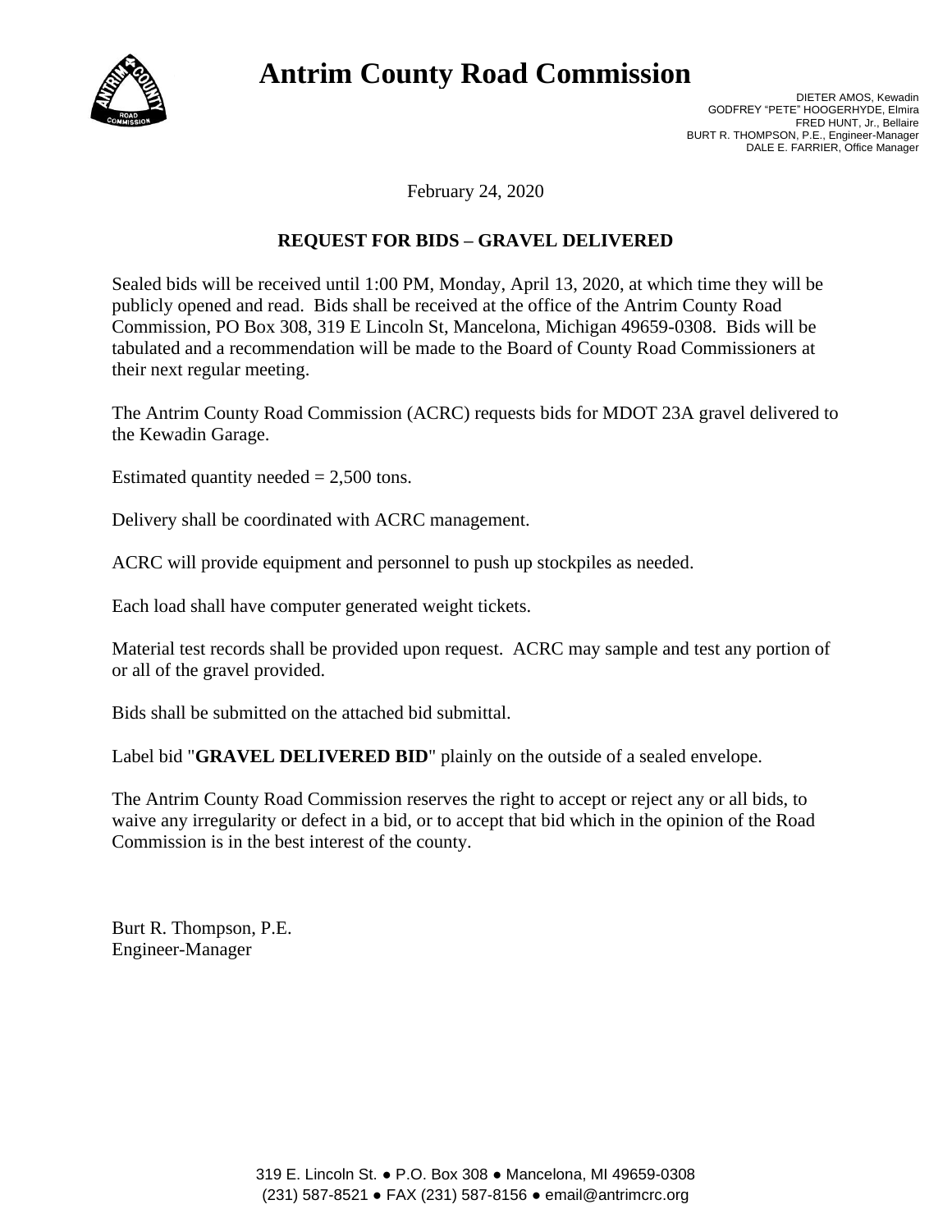# Antrim County Road Commission

DIETER AMOS, Kewadin
GODFREY "PETE" HOOGERHYDE, Elmira
FRED HUNT, Jr., Bellaire
BURT R. THOMPSON, P.E., Engineer-Manager
DALE E. FARRIER, Office Manager

February 24, 2020

## REQUEST FOR BIDS – GRAVEL DELIVERED

Sealed bids will be received until 1:00 PM, Monday, April 13, 2020, at which time they will be publicly opened and read. Bids shall be received at the office of the Antrim County Road Commission, PO Box 308, 319 E Lincoln St, Mancelona, Michigan 49659-0308. Bids will be tabulated and a recommendation will be made to the Board of County Road Commissioners at their next regular meeting.

The Antrim County Road Commission (ACRC) requests bids for MDOT 23A gravel delivered to the Kewadin Garage.

Estimated quantity needed = 2,500 tons.

Delivery shall be coordinated with ACRC management.

ACRC will provide equipment and personnel to push up stockpiles as needed.

Each load shall have computer generated weight tickets.

Material test records shall be provided upon request. ACRC may sample and test any portion of or all of the gravel provided.

Bids shall be submitted on the attached bid submittal.

Label bid "**GRAVEL DELIVERED BID**" plainly on the outside of a sealed envelope.

The Antrim County Road Commission reserves the right to accept or reject any or all bids, to waive any irregularity or defect in a bid, or to accept that bid which in the opinion of the Road Commission is in the best interest of the county.

Burt R. Thompson, P.E.
Engineer-Manager

319 E. Lincoln St. ● P.O. Box 308 ● Mancelona, MI 49659-0308
(231) 587-8521 ● FAX (231) 587-8156 ● email@antrimcrc.org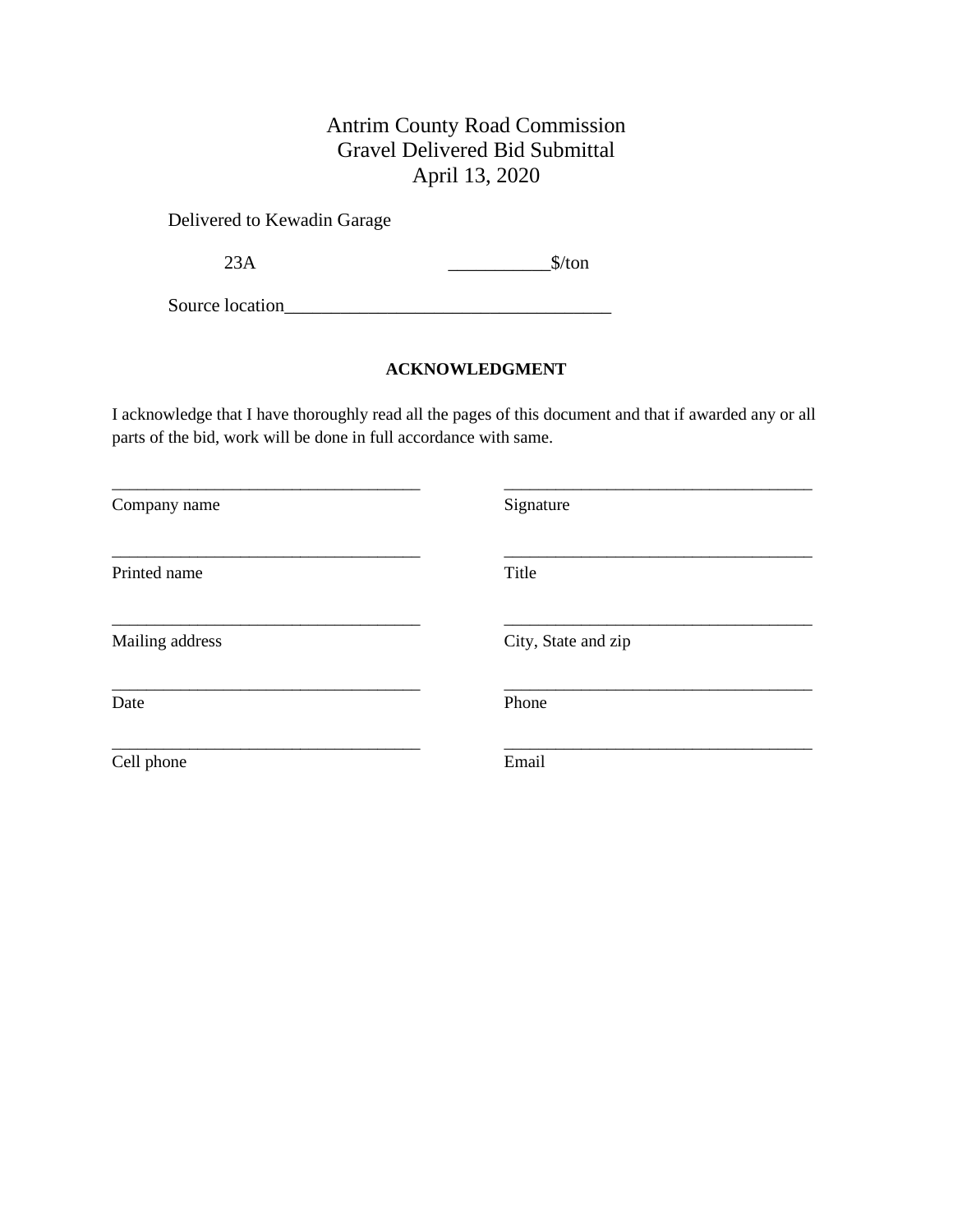# Antrim County Road Commission
## Gravel Delivered Bid Submittal
## April 13, 2020

Delivered to Kewadin Garage

23A ___________$/ton

Source location___________________________________

**ACKNOWLEDGMENT**

I acknowledge that I have thoroughly read all the pages of this document and that if awarded any or all parts of the bid, work will be done in full accordance with same.

| | |
|---|---|
| ___________________________________ | ___________________________________ |
| Company name | Signature |
| ___________________________________ | ___________________________________ |
| Printed name | Title |
| ___________________________________ | ___________________________________ |
| Mailing address | City, State and zip |
| ___________________________________ | ___________________________________ |
| Date | Phone |
| ___________________________________ | ___________________________________ |
| Cell phone | Email |